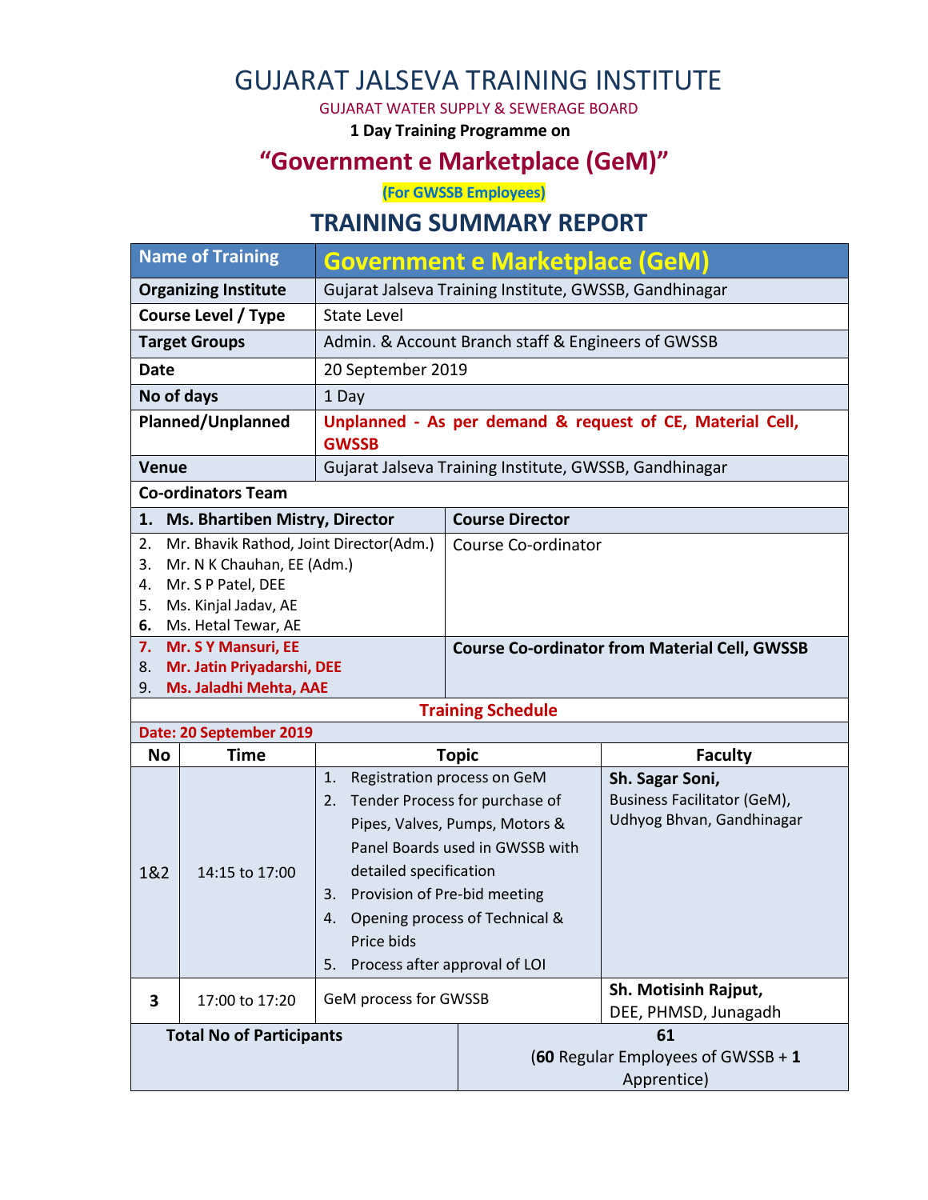# GUJARAT JALSEVA TRAINING INSTITUTE

GUJARAT WATER SUPPLY & SEWERAGE BOARD

**1 Day Training Programme on**

## "Government e Marketplace (GeM)"

**(For GWSSB Employees)**

## TRAINING SUMMARY REPORT

| Name of Training | Government e Marketplace (GeM) |
|---|---|
| **Organizing Institute** | Gujarat Jalseva Training Institute, GWSSB, Gandhinagar |
| **Course Level / Type** | State Level |
| **Target Groups** | Admin. & Account Branch staff & Engineers of GWSSB |
| **Date** | 20 September 2019 |
| **No of days** | 1 Day |
| **Planned/Unplanned** | **Unplanned - As per demand & request of CE, Material Cell, GWSSB** |
| **Venue** | Gujarat Jalseva Training Institute, GWSSB, Gandhinagar |
| **Co-ordinators Team** | |
| **1. Ms. Bhartiben Mistry, Director** | **Course Director** |
| 2. Mr. Bhavik Rathod, Joint Director(Adm.)<br>3. Mr. N K Chauhan, EE (Adm.)<br>4. Mr. S P Patel, DEE<br>5. Ms. Kinjal Jadav, AE<br>6. Ms. Hetal Tewar, AE | Course Co-ordinator |
| **7. Mr. S Y Mansuri, EE**<br>**8. Mr. Jatin Priyadarshi, DEE**<br>**9. Ms. Jaladhi Mehta, AAE** | **Course Co-ordinator from Material Cell, GWSSB** |

**Training Schedule**

**Date: 20 September 2019**

| No | Time | Topic | Faculty |
|---|---|---|---|
| 1&2 | 14:15 to 17:00 | 1. Registration process on GeM<br>2. Tender Process for purchase of Pipes, Valves, Pumps, Motors & Panel Boards used in GWSSB with detailed specification<br>3. Provision of Pre-bid meeting<br>4. Opening process of Technical & Price bids<br>5. Process after approval of LOI | **Sh. Sagar Soni,**<br>Business Facilitator (GeM), Udhyog Bhvan, Gandhinagar |
| **3** | 17:00 to 17:20 | GeM process for GWSSB | **Sh. Motisinh Rajput,**<br>DEE, PHMSD, Junagadh |

| **Total No of Participants** | **61**<br>(**60** Regular Employees of GWSSB + **1** Apprentice) |
|---|---|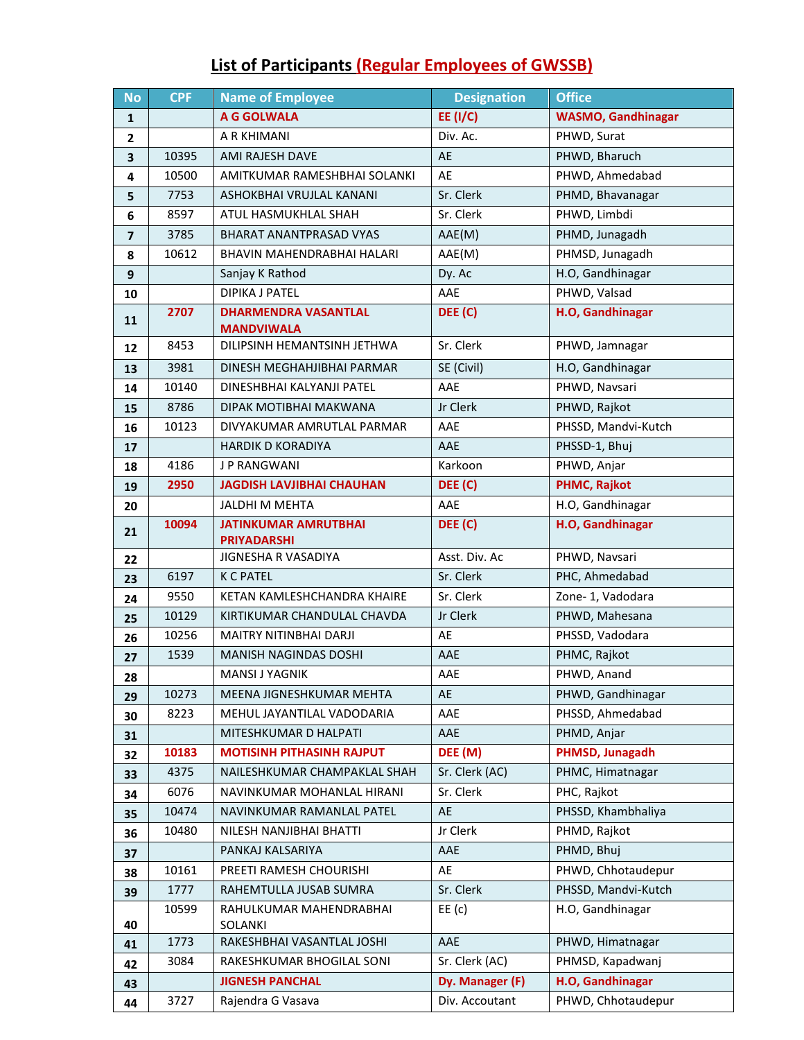## List of Participants (Regular Employees of GWSSB)

| No | CPF | Name of Employee | Designation | Office |
|---|---|---|---|---|
| 1 | | A G GOLWALA | EE (I/C) | WASMO, Gandhinagar |
| 2 | | A R KHIMANI | Div. Ac. | PHWD, Surat |
| 3 | 10395 | AMI RAJESH DAVE | AE | PHWD, Bharuch |
| 4 | 10500 | AMITKUMAR RAMESHBHAI SOLANKI | AE | PHWD, Ahmedabad |
| 5 | 7753 | ASHOKBHAI VRUJLAL KANANI | Sr. Clerk | PHMD, Bhavanagar |
| 6 | 8597 | ATUL HASMUKHLAL SHAH | Sr. Clerk | PHWD, Limbdi |
| 7 | 3785 | BHARAT ANANTPRASAD VYAS | AAE(M) | PHMD, Junagadh |
| 8 | 10612 | BHAVIN MAHENDRABHAI HALARI | AAE(M) | PHMSD, Junagadh |
| 9 | | Sanjay K Rathod | Dy. Ac | H.O, Gandhinagar |
| 10 | | DIPIKA J PATEL | AAE | PHWD, Valsad |
| 11 | 2707 | DHARMENDRA VASANTLAL MANDVIWALA | DEE (C) | H.O, Gandhinagar |
| 12 | 8453 | DILIPSINH HEMANTSINH JETHWA | Sr. Clerk | PHWD, Jamnagar |
| 13 | 3981 | DINESH MEGHAHJIBHAI PARMAR | SE (Civil) | H.O, Gandhinagar |
| 14 | 10140 | DINESHBHAI KALYANJI PATEL | AAE | PHWD, Navsari |
| 15 | 8786 | DIPAK MOTIBHAI MAKWANA | Jr Clerk | PHWD, Rajkot |
| 16 | 10123 | DIVYAKUMAR AMRUTLAL PARMAR | AAE | PHSSD, Mandvi-Kutch |
| 17 | | HARDIK D KORADIYA | AAE | PHSSD-1, Bhuj |
| 18 | 4186 | J P RANGWANI | Karkoon | PHWD, Anjar |
| 19 | 2950 | JAGDISH LAVJIBHAI CHAUHAN | DEE (C) | PHMC, Rajkot |
| 20 | | JALDHI M MEHTA | AAE | H.O, Gandhinagar |
| 21 | 10094 | JATINKUMAR AMRUTBHAI PRIYADARSHI | DEE (C) | H.O, Gandhinagar |
| 22 | | JIGNESHA R VASADIYA | Asst. Div. Ac | PHWD, Navsari |
| 23 | 6197 | K C PATEL | Sr. Clerk | PHC, Ahmedabad |
| 24 | 9550 | KETAN KAMLESHCHANDRA KHAIRE | Sr. Clerk | Zone- 1, Vadodara |
| 25 | 10129 | KIRTIKUMAR CHANDULAL CHAVDA | Jr Clerk | PHWD, Mahesana |
| 26 | 10256 | MAITRY NITINBHAI DARJI | AE | PHSSD, Vadodara |
| 27 | 1539 | MANISH NAGINDAS DOSHI | AAE | PHMC, Rajkot |
| 28 | | MANSI J YAGNIK | AAE | PHWD, Anand |
| 29 | 10273 | MEENA JIGNESHKUMAR MEHTA | AE | PHWD, Gandhinagar |
| 30 | 8223 | MEHUL JAYANTILAL VADODARIA | AAE | PHSSD, Ahmedabad |
| 31 | | MITESHKUMAR D HALPATI | AAE | PHMD, Anjar |
| 32 | 10183 | MOTISINH PITHASINH RAJPUT | DEE (M) | PHMSD, Junagadh |
| 33 | 4375 | NAILESHKUMAR CHAMPAKLAL SHAH | Sr. Clerk (AC) | PHMC, Himatnagar |
| 34 | 6076 | NAVINKUMAR MOHANLAL HIRANI | Sr. Clerk | PHC, Rajkot |
| 35 | 10474 | NAVINKUMAR RAMANLAL PATEL | AE | PHSSD, Khambhaliya |
| 36 | 10480 | NILESH NANJIBHAI BHATTI | Jr Clerk | PHMD, Rajkot |
| 37 | | PANKAJ KALSARIYA | AAE | PHMD, Bhuj |
| 38 | 10161 | PREETI RAMESH CHOURISHI | AE | PHWD, Chhotaudepur |
| 39 | 1777 | RAHEMTULLA JUSAB SUMRA | Sr. Clerk | PHSSD, Mandvi-Kutch |
| 40 | 10599 | RAHULKUMAR MAHENDRABHAI SOLANKI | EE (c) | H.O, Gandhinagar |
| 41 | 1773 | RAKESHBHAI VASANTLAL JOSHI | AAE | PHWD, Himatnagar |
| 42 | 3084 | RAKESHKUMAR BHOGILAL SONI | Sr. Clerk (AC) | PHMSD, Kapadwanj |
| 43 | | JIGNESH PANCHAL | Dy. Manager (F) | H.O, Gandhinagar |
| 44 | 3727 | Rajendra G Vasava | Div. Accoutant | PHWD, Chhotaudepur |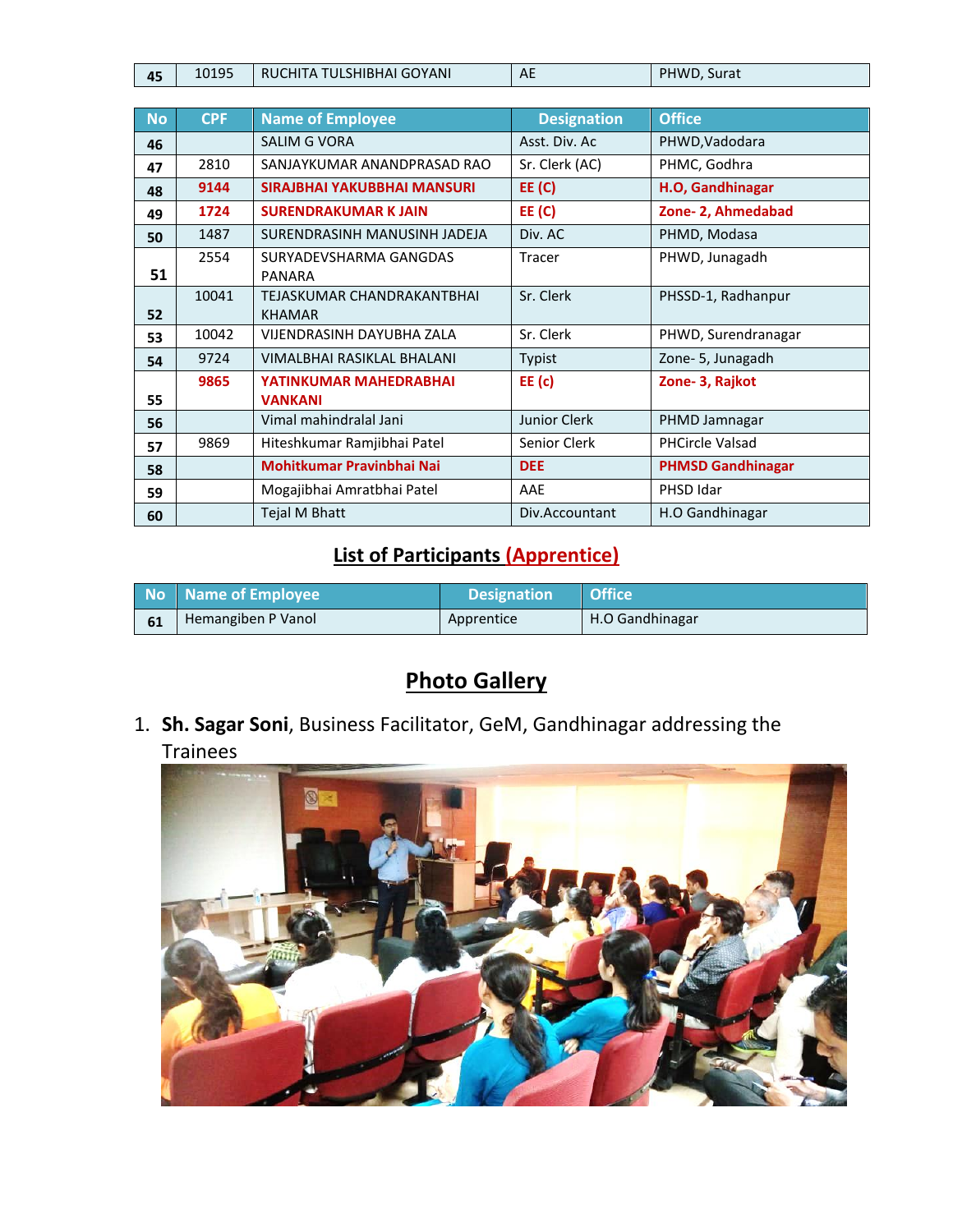| No | CPF | Name of Employee | Designation | Office |
|---|---|---|---|---|
| 45 | 10195 | RUCHITA TULSHIBHAI GOYANI | AE | PHWD, Surat |

| No | CPF | Name of Employee | Designation | Office |
|---|---|---|---|---|
| 46 | | SALIM G VORA | Asst. Div. Ac | PHWD,Vadodara |
| 47 | 2810 | SANJAYKUMAR ANANDPRASAD RAO | Sr. Clerk (AC) | PHMC, Godhra |
| 48 | 9144 | **SIRAJBHAI YAKUBBHAI MANSURI** | **EE (C)** | **H.O, Gandhinagar** |
| 49 | 1724 | **SURENDRAKUMAR K JAIN** | **EE (C)** | **Zone- 2, Ahmedabad** |
| 50 | 1487 | SURENDRASINH MANUSINH JADEJA | Div. AC | PHMD, Modasa |
| 51 | 2554 | SURYADEVSHARMA GANGDAS PANARA | Tracer | PHWD, Junagadh |
| 52 | 10041 | TEJASKUMAR CHANDRAKANTBHAI KHAMAR | Sr. Clerk | PHSSD-1, Radhanpur |
| 53 | 10042 | VIJENDRASINH DAYUBHA ZALA | Sr. Clerk | PHWD, Surendranagar |
| 54 | 9724 | VIMALBHAI RASIKLAL BHALANI | Typist | Zone- 5, Junagadh |
| 55 | 9865 | **YATINKUMAR MAHEDRABHAI VANKANI** | **EE (c)** | **Zone- 3, Rajkot** |
| 56 | | Vimal mahindralal Jani | Junior Clerk | PHMD Jamnagar |
| 57 | 9869 | Hiteshkumar Ramjibhai Patel | Senior Clerk | PHCircle Valsad |
| 58 | | **Mohitkumar Pravinbhai Nai** | **DEE** | **PHMSD Gandhinagar** |
| 59 | | Mogajibhai Amratbhai Patel | AAE | PHSD Idar |
| 60 | | Tejal M Bhatt | Div.Accountant | H.O Gandhinagar |

## List of Participants (Apprentice)

| No | Name of Employee | Designation | Office |
|---|---|---|---|
| 61 | Hemangiben P Vanol | Apprentice | H.O Gandhinagar |

## Photo Gallery

1. **Sh. Sagar Soni**, Business Facilitator, GeM, Gandhinagar addressing the Trainees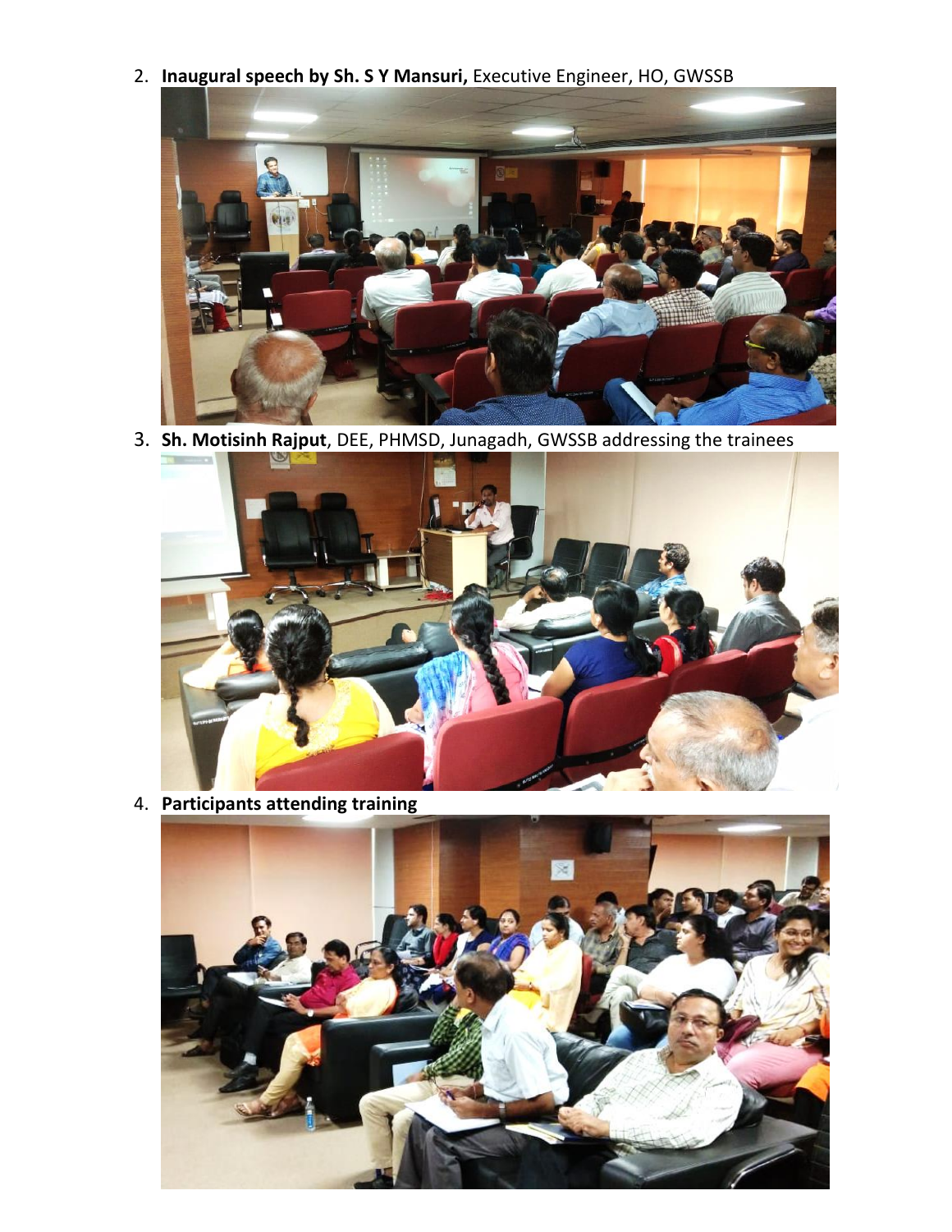2. **Inaugural speech by Sh. S Y Mansuri,** Executive Engineer, HO, GWSSB

3. **Sh. Motisinh Rajput**, DEE, PHMSD, Junagadh, GWSSB addressing the trainees

4. **Participants attending training**